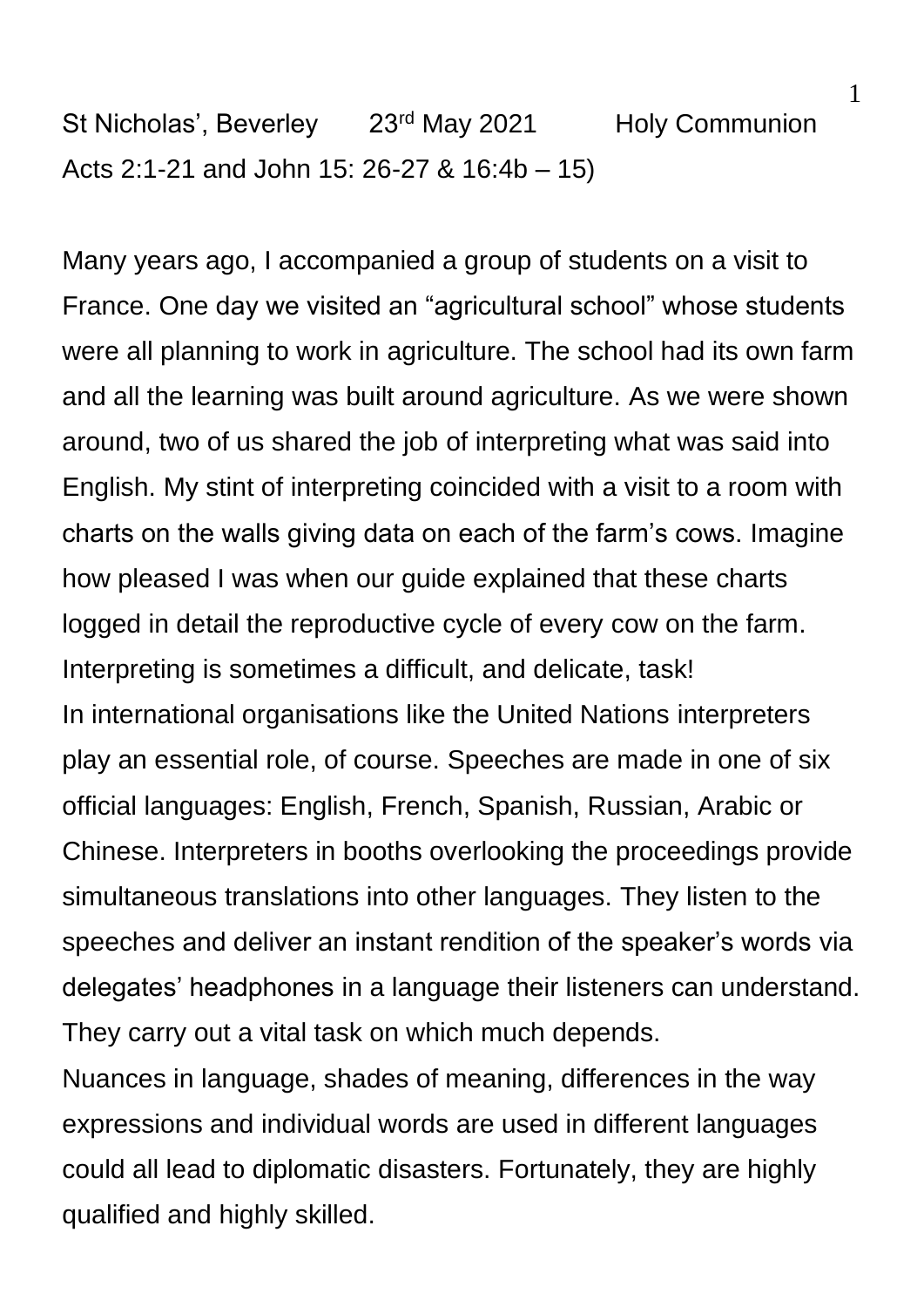St Nicholas', Beverley 23rd May 2021 Holy Communion
Acts 2:1-21 and John 15: 26-27 & 16:4b – 15)

Many years ago, I accompanied a group of students on a visit to France. One day we visited an "agricultural school" whose students were all planning to work in agriculture. The school had its own farm and all the learning was built around agriculture. As we were shown around, two of us shared the job of interpreting what was said into English. My stint of interpreting coincided with a visit to a room with charts on the walls giving data on each of the farm's cows. Imagine how pleased I was when our guide explained that these charts logged in detail the reproductive cycle of every cow on the farm. Interpreting is sometimes a difficult, and delicate, task!

In international organisations like the United Nations interpreters play an essential role, of course. Speeches are made in one of six official languages: English, French, Spanish, Russian, Arabic or Chinese. Interpreters in booths overlooking the proceedings provide simultaneous translations into other languages. They listen to the speeches and deliver an instant rendition of the speaker's words via delegates' headphones in a language their listeners can understand. They carry out a vital task on which much depends.

Nuances in language, shades of meaning, differences in the way expressions and individual words are used in different languages could all lead to diplomatic disasters. Fortunately, they are highly qualified and highly skilled.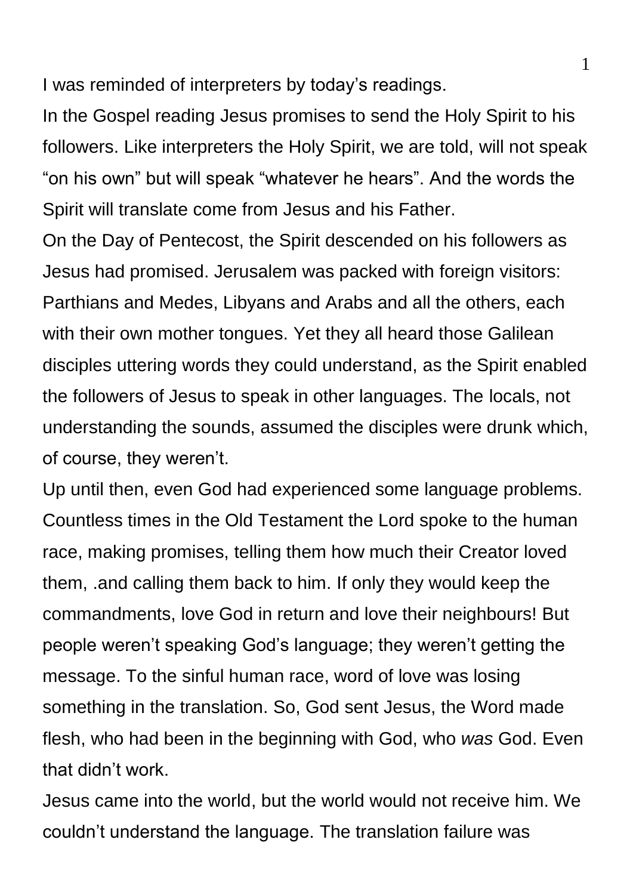I was reminded of interpreters by today's readings.

In the Gospel reading Jesus promises to send the Holy Spirit to his followers. Like interpreters the Holy Spirit, we are told, will not speak "on his own" but will speak "whatever he hears". And the words the Spirit will translate come from Jesus and his Father.

On the Day of Pentecost, the Spirit descended on his followers as Jesus had promised. Jerusalem was packed with foreign visitors: Parthians and Medes, Libyans and Arabs and all the others, each with their own mother tongues. Yet they all heard those Galilean disciples uttering words they could understand, as the Spirit enabled the followers of Jesus to speak in other languages. The locals, not understanding the sounds, assumed the disciples were drunk which, of course, they weren't.

Up until then, even God had experienced some language problems. Countless times in the Old Testament the Lord spoke to the human race, making promises, telling them how much their Creator loved them, .and calling them back to him. If only they would keep the commandments, love God in return and love their neighbours! But people weren't speaking God's language; they weren't getting the message. To the sinful human race, word of love was losing something in the translation. So, God sent Jesus, the Word made flesh, who had been in the beginning with God, who *was* God. Even that didn't work.

Jesus came into the world, but the world would not receive him. We couldn't understand the language. The translation failure was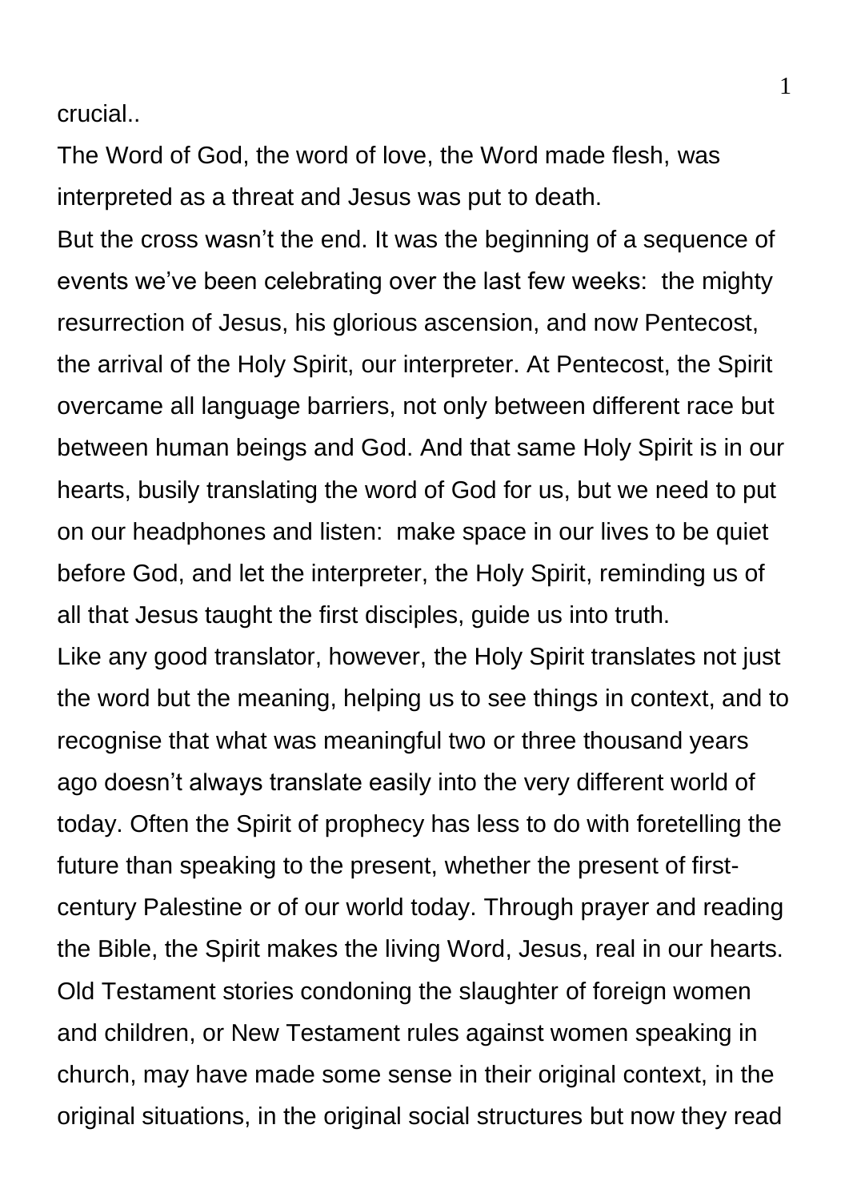crucial..

The Word of God, the word of love, the Word made flesh, was interpreted as a threat and Jesus was put to death.

But the cross wasn't the end. It was the beginning of a sequence of events we've been celebrating over the last few weeks: the mighty resurrection of Jesus, his glorious ascension, and now Pentecost, the arrival of the Holy Spirit, our interpreter. At Pentecost, the Spirit overcame all language barriers, not only between different race but between human beings and God. And that same Holy Spirit is in our hearts, busily translating the word of God for us, but we need to put on our headphones and listen: make space in our lives to be quiet before God, and let the interpreter, the Holy Spirit, reminding us of all that Jesus taught the first disciples, guide us into truth.

Like any good translator, however, the Holy Spirit translates not just the word but the meaning, helping us to see things in context, and to recognise that what was meaningful two or three thousand years ago doesn't always translate easily into the very different world of today. Often the Spirit of prophecy has less to do with foretelling the future than speaking to the present, whether the present of first-century Palestine or of our world today. Through prayer and reading the Bible, the Spirit makes the living Word, Jesus, real in our hearts. Old Testament stories condoning the slaughter of foreign women and children, or New Testament rules against women speaking in church, may have made some sense in their original context, in the original situations, in the original social structures but now they read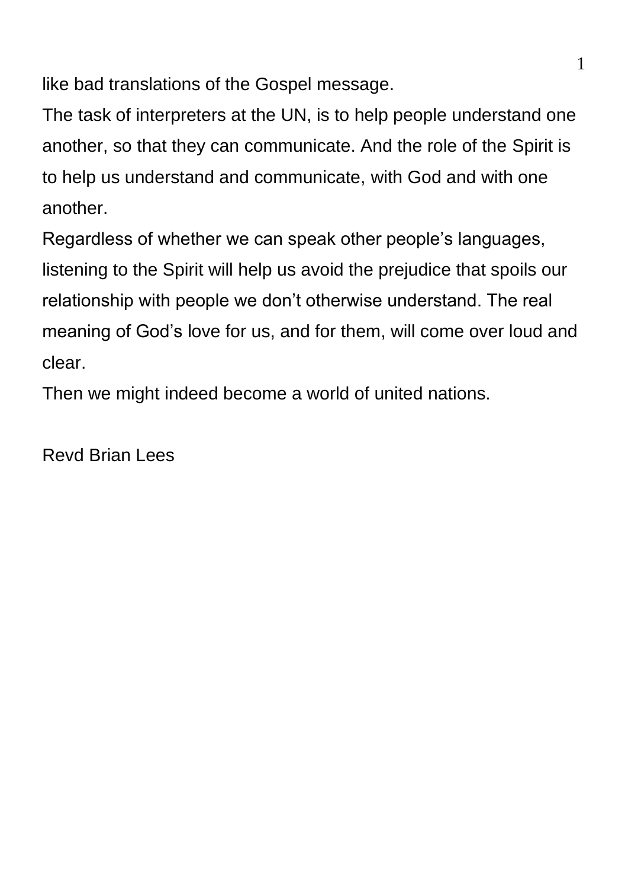like bad translations of the Gospel message.

The task of interpreters at the UN, is to help people understand one another, so that they can communicate. And the role of the Spirit is to help us understand and communicate, with God and with one another.

Regardless of whether we can speak other people's languages, listening to the Spirit will help us avoid the prejudice that spoils our relationship with people we don't otherwise understand. The real meaning of God's love for us, and for them, will come over loud and clear.

Then we might indeed become a world of united nations.

Revd Brian Lees